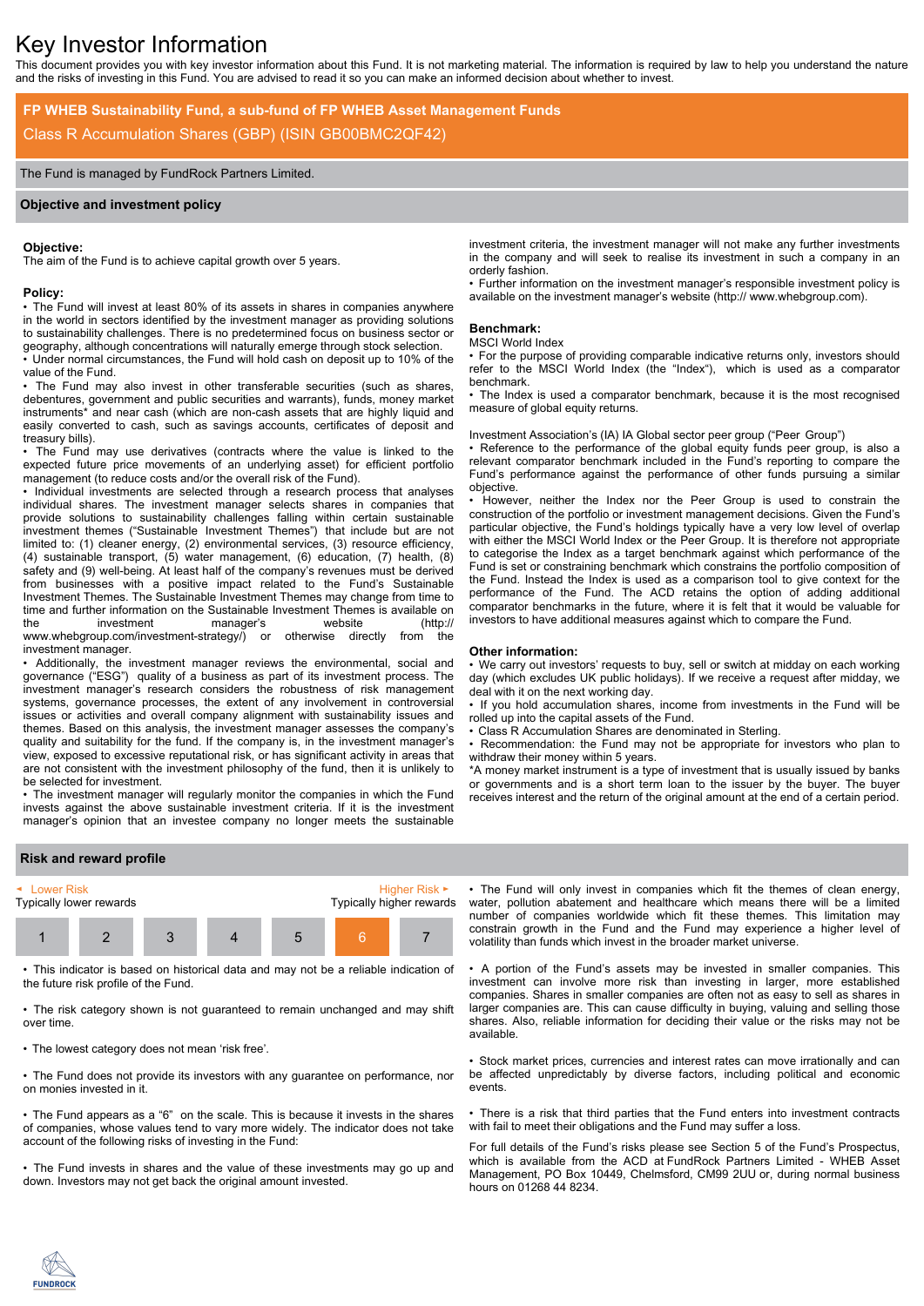# Key Investor Information

This document provides you with key investor information about this Fund. It is not marketing material. The information is required by law to help you understand the nature and the risks of investing in this Fund. You are advised to read it so you can make an informed decision about whether to invest.

## FP WHEB Sustainability Fund, a sub-fund of FP WHEB Asset Management Funds

Class R Accumulation Shares (GBP) (ISIN GB00BMC2QF42)

The Fund is managed by FundRock Partners Limited.

## Objective and investment policy

**Objective:**

The aim of the Fund is to achieve capital growth over 5 years.

**Policy:**

- The Fund will invest at least 80% of its assets in shares in companies anywhere in the world in sectors identified by the investment manager as providing solutions to sustainability challenges. There is no predetermined focus on business sector or geography, although concentrations will naturally emerge through stock selection.
- Under normal circumstances, the Fund will hold cash on deposit up to 10% of the value of the Fund.
- The Fund may also invest in other transferable securities (such as shares, debentures, government and public securities and warrants), funds, money market instruments* and near cash (which are non-cash assets that are highly liquid and easily converted to cash, such as savings accounts, certificates of deposit and treasury bills).
- The Fund may use derivatives (contracts where the value is linked to the expected future price movements of an underlying asset) for efficient portfolio management (to reduce costs and/or the overall risk of the Fund).
- Individual investments are selected through a research process that analyses individual shares. The investment manager selects shares in companies that provide solutions to sustainability challenges falling within certain sustainable investment themes ("Sustainable Investment Themes") that include but are not limited to: (1) cleaner energy, (2) environmental services, (3) resource efficiency, (4) sustainable transport, (5) water management, (6) education, (7) health, (8) safety and (9) well-being. At least half of the company's revenues must be derived from businesses with a positive impact related to the Fund's Sustainable Investment Themes. The Sustainable Investment Themes may change from time to time and further information on the Sustainable Investment Themes is available on the investment manager's website (http:// www.whebgroup.com/investment-strategy/) or otherwise directly from the investment manager.
- Additionally, the investment manager reviews the environmental, social and governance ("ESG") quality of a business as part of its investment process. The investment manager's research considers the robustness of risk management systems, governance processes, the extent of any involvement in controversial issues or activities and overall company alignment with sustainability issues and themes. Based on this analysis, the investment manager assesses the company's quality and suitability for the fund. If the company is, in the investment manager's view, exposed to excessive reputational risk, or has significant activity in areas that are not consistent with the investment philosophy of the fund, then it is unlikely to be selected for investment.
- The investment manager will regularly monitor the companies in which the Fund invests against the above sustainable investment criteria. If it is the investment manager's opinion that an investee company no longer meets the sustainable investment criteria, the investment manager will not make any further investments in the company and will seek to realise its investment in such a company in an orderly fashion.
- Further information on the investment manager's responsible investment policy is available on the investment manager's website (http:// www.whebgroup.com).

**Benchmark:**

MSCI World Index

- For the purpose of providing comparable indicative returns only, investors should refer to the MSCI World Index (the "Index"), which is used as a comparator benchmark.
- The Index is used a comparator benchmark, because it is the most recognised measure of global equity returns.

Investment Association's (IA) IA Global sector peer group ("Peer Group")

- Reference to the performance of the global equity funds peer group, is also a relevant comparator benchmark included in the Fund's reporting to compare the Fund's performance against the performance of other funds pursuing a similar objective.
- However, neither the Index nor the Peer Group is used to constrain the construction of the portfolio or investment management decisions. Given the Fund's particular objective, the Fund's holdings typically have a very low level of overlap with either the MSCI World Index or the Peer Group. It is therefore not appropriate to categorise the Index as a target benchmark against which performance of the Fund is set or constraining benchmark which constrains the portfolio composition of the Fund. Instead the Index is used as a comparison tool to give context for the performance of the Fund. The ACD retains the option of adding additional comparator benchmarks in the future, where it is felt that it would be valuable for investors to have additional measures against which to compare the Fund.

**Other information:**

- We carry out investors' requests to buy, sell or switch at midday on each working day (which excludes UK public holidays). If we receive a request after midday, we deal with it on the next working day.
- If you hold accumulation shares, income from investments in the Fund will be rolled up into the capital assets of the Fund.
- Class R Accumulation Shares are denominated in Sterling.
- Recommendation: the Fund may not be appropriate for investors who plan to withdraw their money within 5 years.

*A money market instrument is a type of investment that is usually issued by banks or governments and is a short term loan to the issuer by the buyer. The buyer receives interest and the return of the original amount at the end of a certain period.

## Risk and reward profile

| ◄ Lower Risk<br>Typically lower rewards | | | | | | Higher Risk ►<br>Typically higher rewards |
|---|---|---|---|---|---|---|
| 1 | 2 | 3 | 4 | 5 | **6** | 7 |

- This indicator is based on historical data and may not be a reliable indication of the future risk profile of the Fund.
- The risk category shown is not guaranteed to remain unchanged and may shift over time.
- The lowest category does not mean 'risk free'.
- The Fund does not provide its investors with any guarantee on performance, nor on monies invested in it.
- The Fund appears as a "6" on the scale. This is because it invests in the shares of companies, whose values tend to vary more widely. The indicator does not take account of the following risks of investing in the Fund:
- The Fund invests in shares and the value of these investments may go up and down. Investors may not get back the original amount invested.
- The Fund will only invest in companies which fit the themes of clean energy, water, pollution abatement and healthcare which means there will be a limited number of companies worldwide which fit these themes. This limitation may constrain growth in the Fund and the Fund may experience a higher level of volatility than funds which invest in the broader market universe.
- A portion of the Fund's assets may be invested in smaller companies. This investment can involve more risk than investing in larger, more established companies. Shares in smaller companies are often not as easy to sell as shares in larger companies are. This can cause difficulty in buying, valuing and selling those shares. Also, reliable information for deciding their value or the risks may not be available.
- Stock market prices, currencies and interest rates can move irrationally and can be affected unpredictably by diverse factors, including political and economic events.
- There is a risk that third parties that the Fund enters into investment contracts with fail to meet their obligations and the Fund may suffer a loss.

For full details of the Fund's risks please see Section 5 of the Fund's Prospectus, which is available from the ACD at FundRock Partners Limited - WHEB Asset Management, PO Box 10449, Chelmsford, CM99 2UU or, during normal business hours on 01268 44 8234.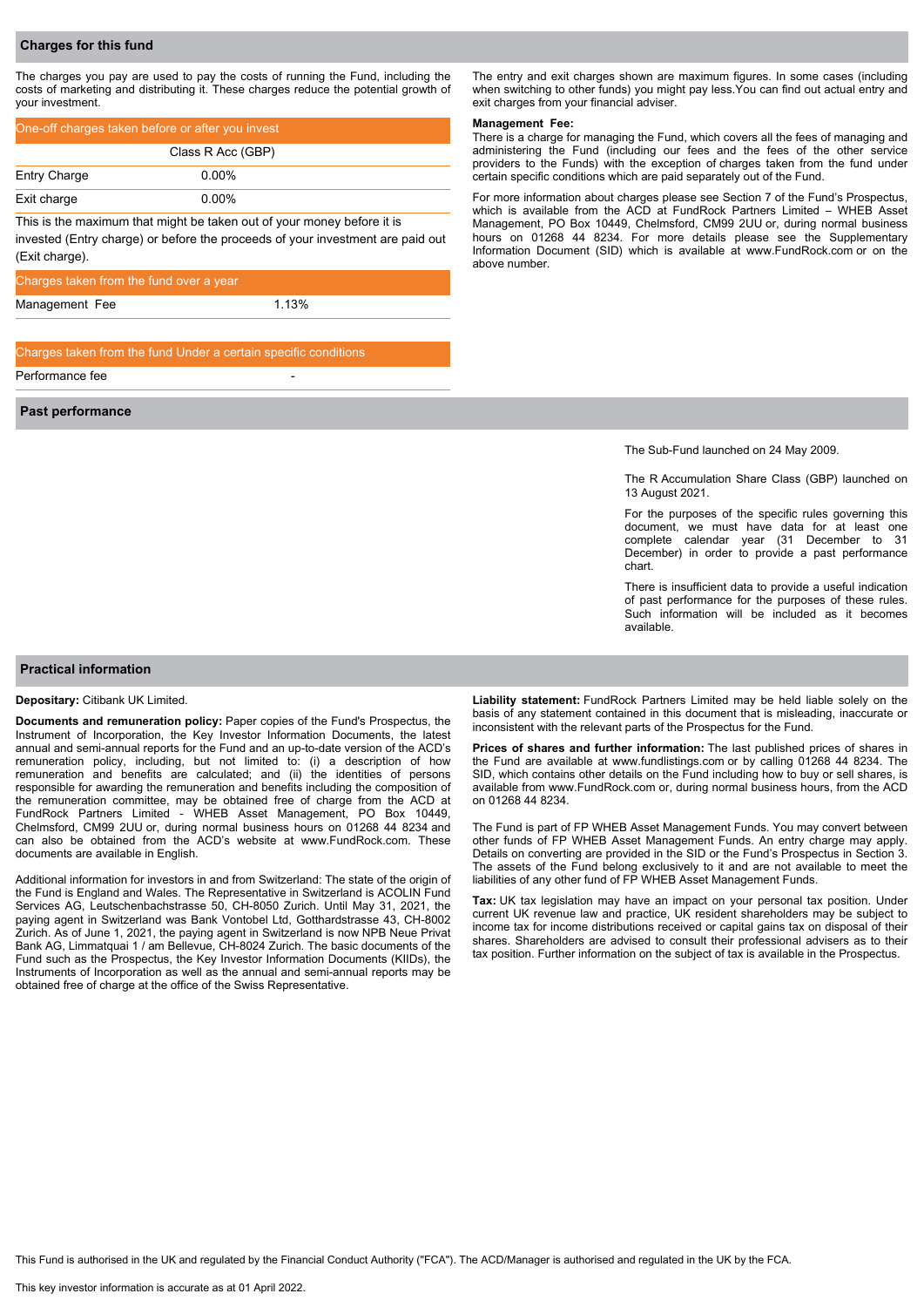## Charges for this fund

The charges you pay are used to pay the costs of running the Fund, including the costs of marketing and distributing it. These charges reduce the potential growth of your investment.

| One-off charges taken before or after you invest | |
|---|---|
| | Class R Acc (GBP) |
| Entry Charge | 0.00% |
| Exit charge | 0.00% |

This is the maximum that might be taken out of your money before it is invested (Entry charge) or before the proceeds of your investment are paid out (Exit charge).

| Charges taken from the fund over a year | |
|---|---|
| Management Fee | 1.13% |

| Charges taken from the fund Under a certain specific conditions | |
|---|---|
| Performance fee | - |

The entry and exit charges shown are maximum figures. In some cases (including when switching to other funds) you might pay less. You can find out actual entry and exit charges from your financial adviser.

**Management Fee:**
There is a charge for managing the Fund, which covers all the fees of managing and administering the Fund (including our fees and the fees of the other service providers to the Funds) with the exception of charges taken from the fund under certain specific conditions which are paid separately out of the Fund.

For more information about charges please see Section 7 of the Fund's Prospectus, which is available from the ACD at FundRock Partners Limited – WHEB Asset Management, PO Box 10449, Chelmsford, CM99 2UU or, during normal business hours on 01268 44 8234. For more details please see the Supplementary Information Document (SID) which is available at www.FundRock.com or on the above number.

## Past performance

The Sub-Fund launched on 24 May 2009.

The R Accumulation Share Class (GBP) launched on 13 August 2021.

For the purposes of the specific rules governing this document, we must have data for at least one complete calendar year (31 December to 31 December) in order to provide a past performance chart.

There is insufficient data to provide a useful indication of past performance for the purposes of these rules. Such information will be included as it becomes available.

## Practical information

**Depositary:** Citibank UK Limited.

**Documents and remuneration policy:** Paper copies of the Fund's Prospectus, the Instrument of Incorporation, the Key Investor Information Documents, the latest annual and semi-annual reports for the Fund and an up-to-date version of the ACD's remuneration policy, including, but not limited to: (i) a description of how remuneration and benefits are calculated; and (ii) the identities of persons responsible for awarding the remuneration and benefits including the composition of the remuneration committee, may be obtained free of charge from the ACD at FundRock Partners Limited - WHEB Asset Management, PO Box 10449, Chelmsford, CM99 2UU or, during normal business hours on 01268 44 8234 and can also be obtained from the ACD's website at www.FundRock.com. These documents are available in English.

Additional information for investors in and from Switzerland: The state of the origin of the Fund is England and Wales. The Representative in Switzerland is ACOLIN Fund Services AG, Leutschenbachstrasse 50, CH-8050 Zurich. Until May 31, 2021, the paying agent in Switzerland was Bank Vontobel Ltd, Gotthardstrasse 43, CH-8002 Zurich. As of June 1, 2021, the paying agent in Switzerland is now NPB Neue Privat Bank AG, Limmatquai 1 / am Bellevue, CH-8024 Zurich. The basic documents of the Fund such as the Prospectus, the Key Investor Information Documents (KIIDs), the Instruments of Incorporation as well as the annual and semi-annual reports may be obtained free of charge at the office of the Swiss Representative.

**Liability statement:** FundRock Partners Limited may be held liable solely on the basis of any statement contained in this document that is misleading, inaccurate or inconsistent with the relevant parts of the Prospectus for the Fund.

**Prices of shares and further information:** The last published prices of shares in the Fund are available at www.fundlistings.com or by calling 01268 44 8234. The SID, which contains other details on the Fund including how to buy or sell shares, is available from www.FundRock.com or, during normal business hours, from the ACD on 01268 44 8234.

The Fund is part of FP WHEB Asset Management Funds. You may convert between other funds of FP WHEB Asset Management Funds. An entry charge may apply. Details on converting are provided in the SID or the Fund's Prospectus in Section 3. The assets of the Fund belong exclusively to it and are not available to meet the liabilities of any other fund of FP WHEB Asset Management Funds.

**Tax:** UK tax legislation may have an impact on your personal tax position. Under current UK revenue law and practice, UK resident shareholders may be subject to income tax for income distributions received or capital gains tax on disposal of their shares. Shareholders are advised to consult their professional advisers as to their tax position. Further information on the subject of tax is available in the Prospectus.

This Fund is authorised in the UK and regulated by the Financial Conduct Authority ("FCA"). The ACD/Manager is authorised and regulated in the UK by the FCA.

This key investor information is accurate as at 01 April 2022.